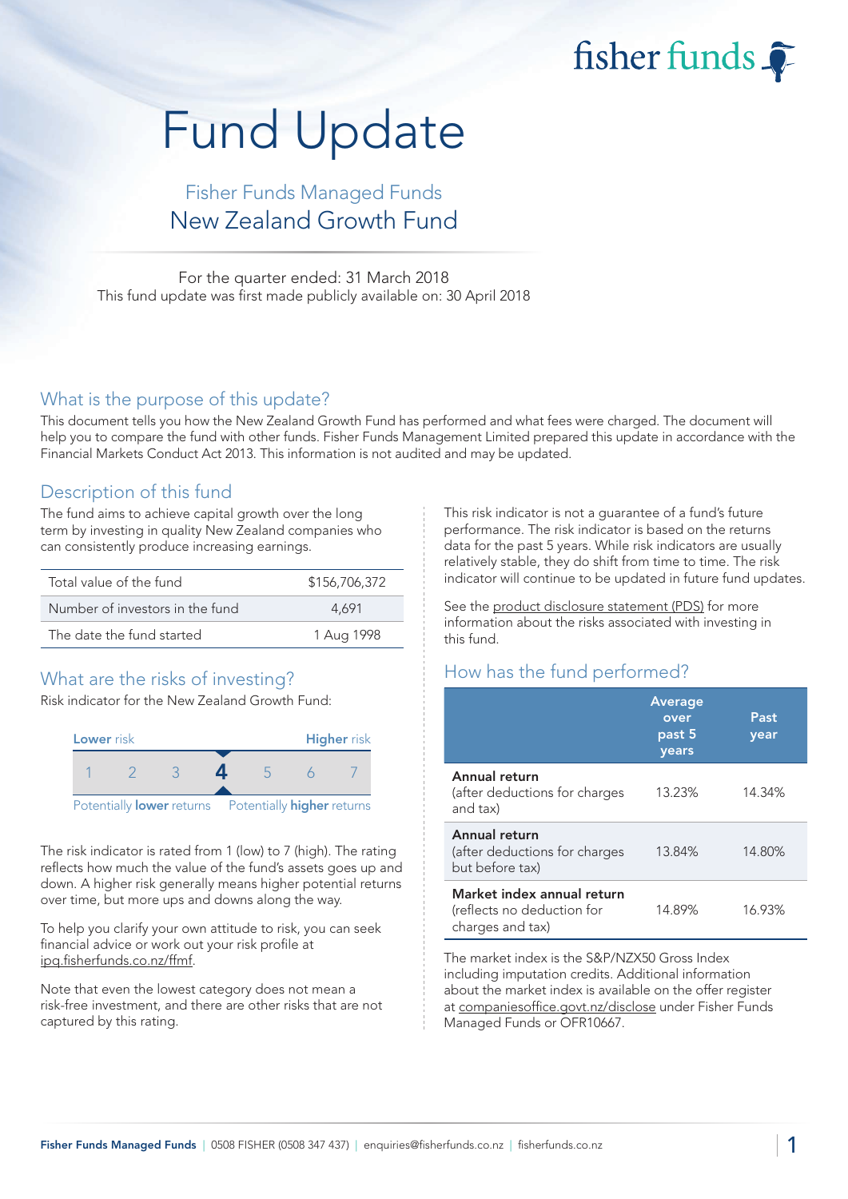fisher funds

# Fund Update

## Fisher Funds Managed Funds
## New Zealand Growth Fund

For the quarter ended: 31 March 2018
This fund update was first made publicly available on: 30 April 2018

## What is the purpose of this update?

This document tells you how the New Zealand Growth Fund has performed and what fees were charged. The document will help you to compare the fund with other funds. Fisher Funds Management Limited prepared this update in accordance with the Financial Markets Conduct Act 2013. This information is not audited and may be updated.

## Description of this fund

The fund aims to achieve capital growth over the long term by investing in quality New Zealand companies who can consistently produce increasing earnings.

| | |
|---|---|
| Total value of the fund | $156,706,372 |
| Number of investors in the fund | 4,691 |
| The date the fund started | 1 Aug 1998 |

## What are the risks of investing?

Risk indicator for the New Zealand Growth Fund:

| Lower risk | | | | | | Higher risk |
|---|---|---|---|---|---|---|
| 1 | 2 | 3 | **4** | 5 | 6 | 7 |
| Potentially **lower** returns | | | | | | Potentially **higher** returns |

The risk indicator is rated from 1 (low) to 7 (high). The rating reflects how much the value of the fund's assets goes up and down. A higher risk generally means higher potential returns over time, but more ups and downs along the way.

To help you clarify your own attitude to risk, you can seek financial advice or work out your risk profile at ipq.fisherfunds.co.nz/ffmf.

Note that even the lowest category does not mean a risk-free investment, and there are other risks that are not captured by this rating.

This risk indicator is not a guarantee of a fund's future performance. The risk indicator is based on the returns data for the past 5 years. While risk indicators are usually relatively stable, they do shift from time to time. The risk indicator will continue to be updated in future fund updates.

See the product disclosure statement (PDS) for more information about the risks associated with investing in this fund.

## How has the fund performed?

| | Average over past 5 years | Past year |
|---|---|---|
| **Annual return** (after deductions for charges and tax) | 13.23% | 14.34% |
| **Annual return** (after deductions for charges but before tax) | 13.84% | 14.80% |
| **Market index annual return** (reflects no deduction for charges and tax) | 14.89% | 16.93% |

The market index is the S&P/NZX50 Gross Index including imputation credits. Additional information about the market index is available on the offer register at companiesoffice.govt.nz/disclose under Fisher Funds Managed Funds or OFR10667.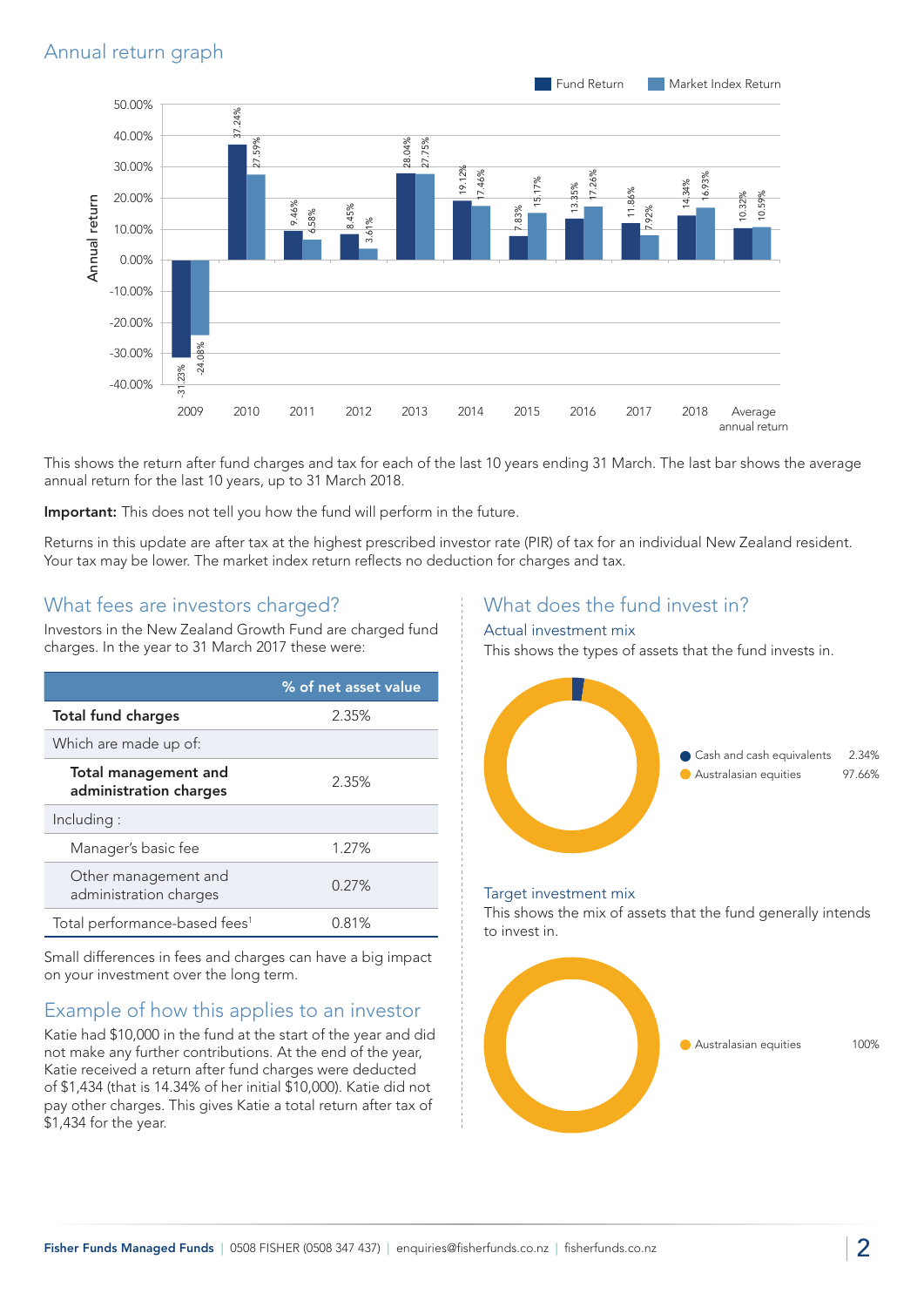## Annual return graph

| Year | Fund Return | Market Index Return |
| --- | --- | --- |
| 2009 | -31.23% | -24.08% |
| 2010 | 37.24% | 27.59% |
| 2011 | 9.46% | 6.58% |
| 2012 | 8.45% | 3.61% |
| 2013 | 28.04% | 27.75% |
| 2014 | 19.12% | 17.46% |
| 2015 | 7.83% | 15.17% |
| 2016 | 13.35% | 17.26% |
| 2017 | 11.86% | 7.92% |
| 2018 | 14.34% | 16.93% |
| Average annual return | 10.32% | 10.59% |

This shows the return after fund charges and tax for each of the last 10 years ending 31 March. The last bar shows the average annual return for the last 10 years, up to 31 March 2018.

**Important:** This does not tell you how the fund will perform in the future.

Returns in this update are after tax at the highest prescribed investor rate (PIR) of tax for an individual New Zealand resident. Your tax may be lower. The market index return reflects no deduction for charges and tax.

## What fees are investors charged?

Investors in the New Zealand Growth Fund are charged fund charges. In the year to 31 March 2017 these were:

| | % of net asset value |
| --- | --- |
| **Total fund charges** | 2.35% |
| Which are made up of: | |
| **Total management and administration charges** | 2.35% |
| Including : | |
| Manager's basic fee | 1.27% |
| Other management and administration charges | 0.27% |
| Total performance-based fees[1] | 0.81% |

Small differences in fees and charges can have a big impact on your investment over the long term.

## Example of how this applies to an investor

Katie had $10,000 in the fund at the start of the year and did not make any further contributions. At the end of the year, Katie received a return after fund charges were deducted of $1,434 (that is 14.34% of her initial $10,000). Katie did not pay other charges. This gives Katie a total return after tax of $1,434 for the year.

## What does the fund invest in?

### Actual investment mix

This shows the types of assets that the fund invests in.

| Asset | % |
| --- | --- |
| Cash and cash equivalents | 2.34% |
| Australasian equities | 97.66% |

### Target investment mix

This shows the mix of assets that the fund generally intends to invest in.

| Asset | % |
| --- | --- |
| Australasian equities | 100% |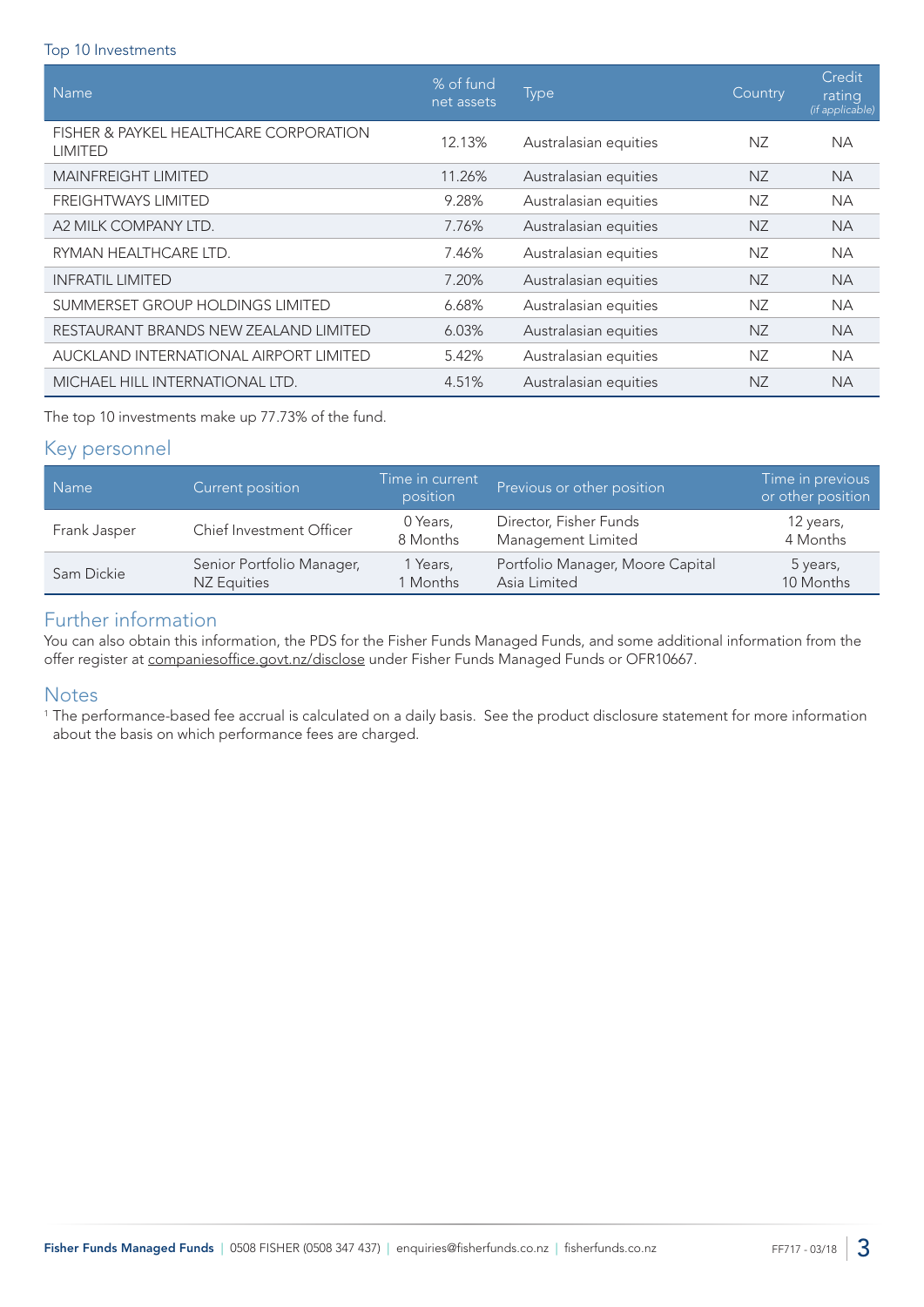Top 10 Investments

| Name | % of fund net assets | Type | Country | Credit rating *(if applicable)* |
|---|---|---|---|---|
| FISHER & PAYKEL HEALTHCARE CORPORATION LIMITED | 12.13% | Australasian equities | NZ | NA |
| MAINFREIGHT LIMITED | 11.26% | Australasian equities | NZ | NA |
| FREIGHTWAYS LIMITED | 9.28% | Australasian equities | NZ | NA |
| A2 MILK COMPANY LTD. | 7.76% | Australasian equities | NZ | NA |
| RYMAN HEALTHCARE LTD. | 7.46% | Australasian equities | NZ | NA |
| INFRATIL LIMITED | 7.20% | Australasian equities | NZ | NA |
| SUMMERSET GROUP HOLDINGS LIMITED | 6.68% | Australasian equities | NZ | NA |
| RESTAURANT BRANDS NEW ZEALAND LIMITED | 6.03% | Australasian equities | NZ | NA |
| AUCKLAND INTERNATIONAL AIRPORT LIMITED | 5.42% | Australasian equities | NZ | NA |
| MICHAEL HILL INTERNATIONAL LTD. | 4.51% | Australasian equities | NZ | NA |

The top 10 investments make up 77.73% of the fund.

## Key personnel

| Name | Current position | Time in current position | Previous or other position | Time in previous or other position |
|---|---|---|---|---|
| Frank Jasper | Chief Investment Officer | 0 Years, 8 Months | Director, Fisher Funds Management Limited | 12 years, 4 Months |
| Sam Dickie | Senior Portfolio Manager, NZ Equities | 1 Years, 1 Months | Portfolio Manager, Moore Capital Asia Limited | 5 years, 10 Months |

## Further information

You can also obtain this information, the PDS for the Fisher Funds Managed Funds, and some additional information from the offer register at companiesoffice.govt.nz/disclose under Fisher Funds Managed Funds or OFR10667.

## Notes

[1] The performance-based fee accrual is calculated on a daily basis. See the product disclosure statement for more information about the basis on which performance fees are charged.